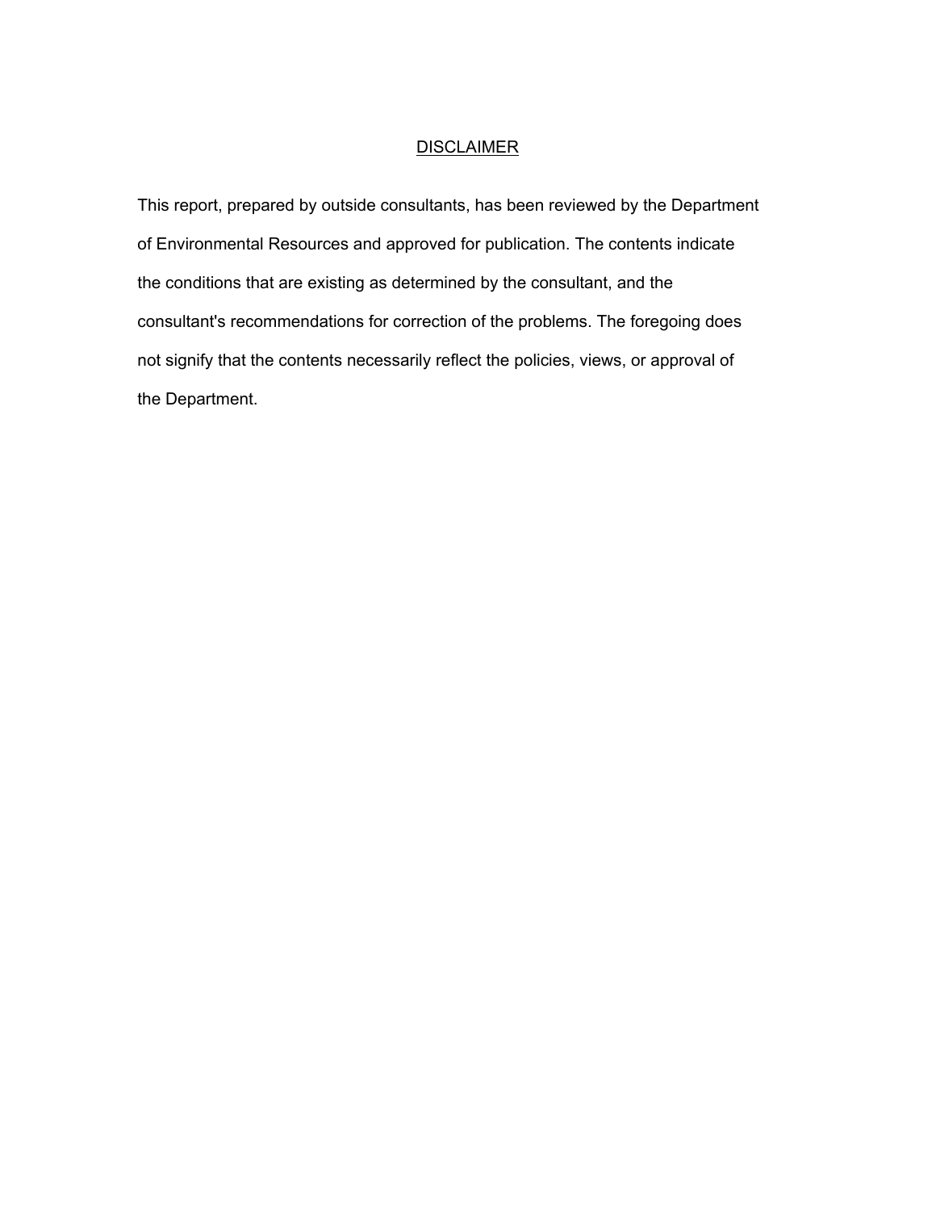## DISCLAIMER

This report, prepared by outside consultants, has been reviewed by the Department of Environmental Resources and approved for publication. The contents indicate the conditions that are existing as determined by the consultant, and the consultant's recommendations for correction of the problems. The foregoing does not signify that the contents necessarily reflect the policies, views, or approval of the Department.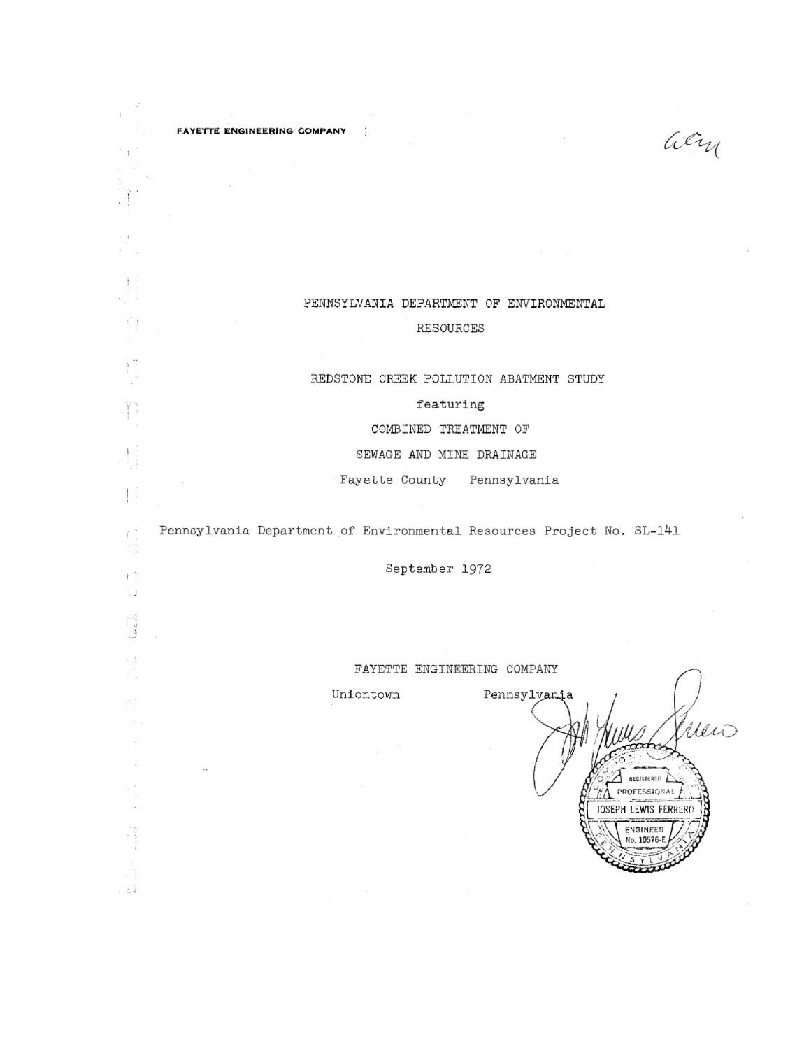FAYETTE ENGINEERING COMPANY

PENNSYLVANIA DEPARTMENT OF ENVIRONMENTAL RESOURCES

REDSTONE CREEK POLLUTION ABATMENT STUDY

featuring

COMBINED TREATMENT OF

SEWAGE AND MINE DRAINAGE

Fayette County Pennsylvania

Pennsylvania Department of Environmental Resources Project No. SL-141

September 1972

FAYETTE ENGINEERING COMPANY

Uniontown Pennsylvania

REGISTERED PROFESSIONAL JOSEPH LEWIS FERRERO ENGINEER No. 10576-E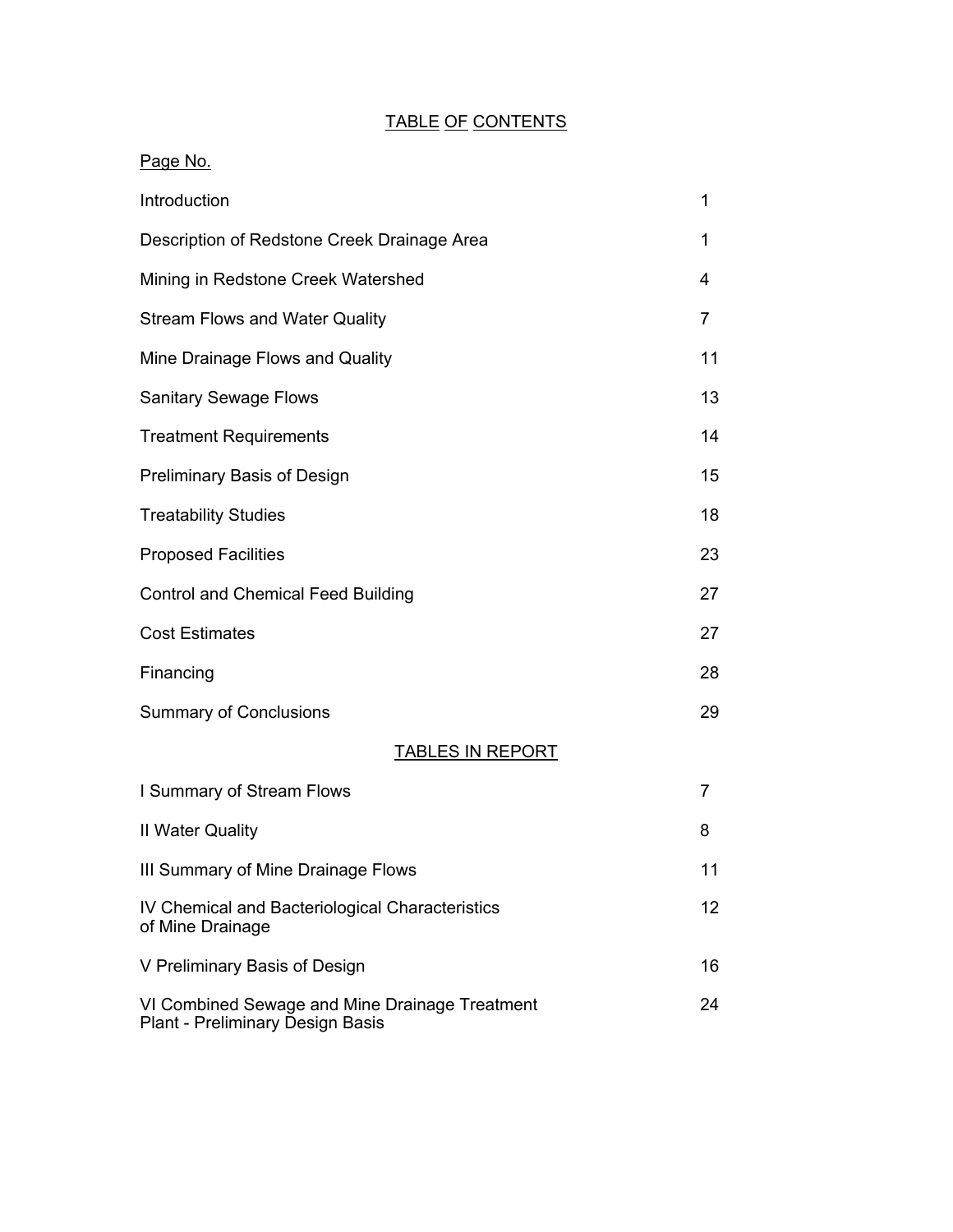# TABLE OF CONTENTS

| | Page No. |
|---|---|
| Introduction | 1 |
| Description of Redstone Creek Drainage Area | 1 |
| Mining in Redstone Creek Watershed | 4 |
| Stream Flows and Water Quality | 7 |
| Mine Drainage Flows and Quality | 11 |
| Sanitary Sewage Flows | 13 |
| Treatment Requirements | 14 |
| Preliminary Basis of Design | 15 |
| Treatability Studies | 18 |
| Proposed Facilities | 23 |
| Control and Chemical Feed Building | 27 |
| Cost Estimates | 27 |
| Financing | 28 |
| Summary of Conclusions | 29 |

## TABLES IN REPORT

| | |
|---|---|
| I Summary of Stream Flows | 7 |
| II Water Quality | 8 |
| III Summary of Mine Drainage Flows | 11 |
| IV Chemical and Bacteriological Characteristics of Mine Drainage | 12 |
| V Preliminary Basis of Design | 16 |
| VI Combined Sewage and Mine Drainage Treatment Plant - Preliminary Design Basis | 24 |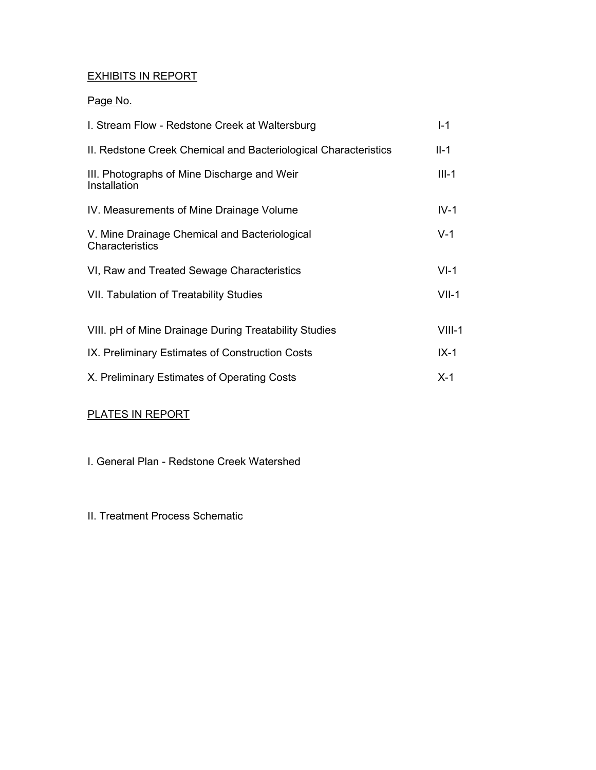EXHIBITS IN REPORT

Page No.

| | |
|---|---|
| I. Stream Flow - Redstone Creek at Waltersburg | I-1 |
| II. Redstone Creek Chemical and Bacteriological Characteristics | II-1 |
| III. Photographs of Mine Discharge and Weir Installation | III-1 |
| IV. Measurements of Mine Drainage Volume | IV-1 |
| V. Mine Drainage Chemical and Bacteriological Characteristics | V-1 |
| VI, Raw and Treated Sewage Characteristics | VI-1 |
| VII. Tabulation of Treatability Studies | VII-1 |
| VIII. pH of Mine Drainage During Treatability Studies | VIII-1 |
| IX. Preliminary Estimates of Construction Costs | IX-1 |
| X. Preliminary Estimates of Operating Costs | X-1 |

PLATES IN REPORT

I. General Plan - Redstone Creek Watershed

II. Treatment Process Schematic